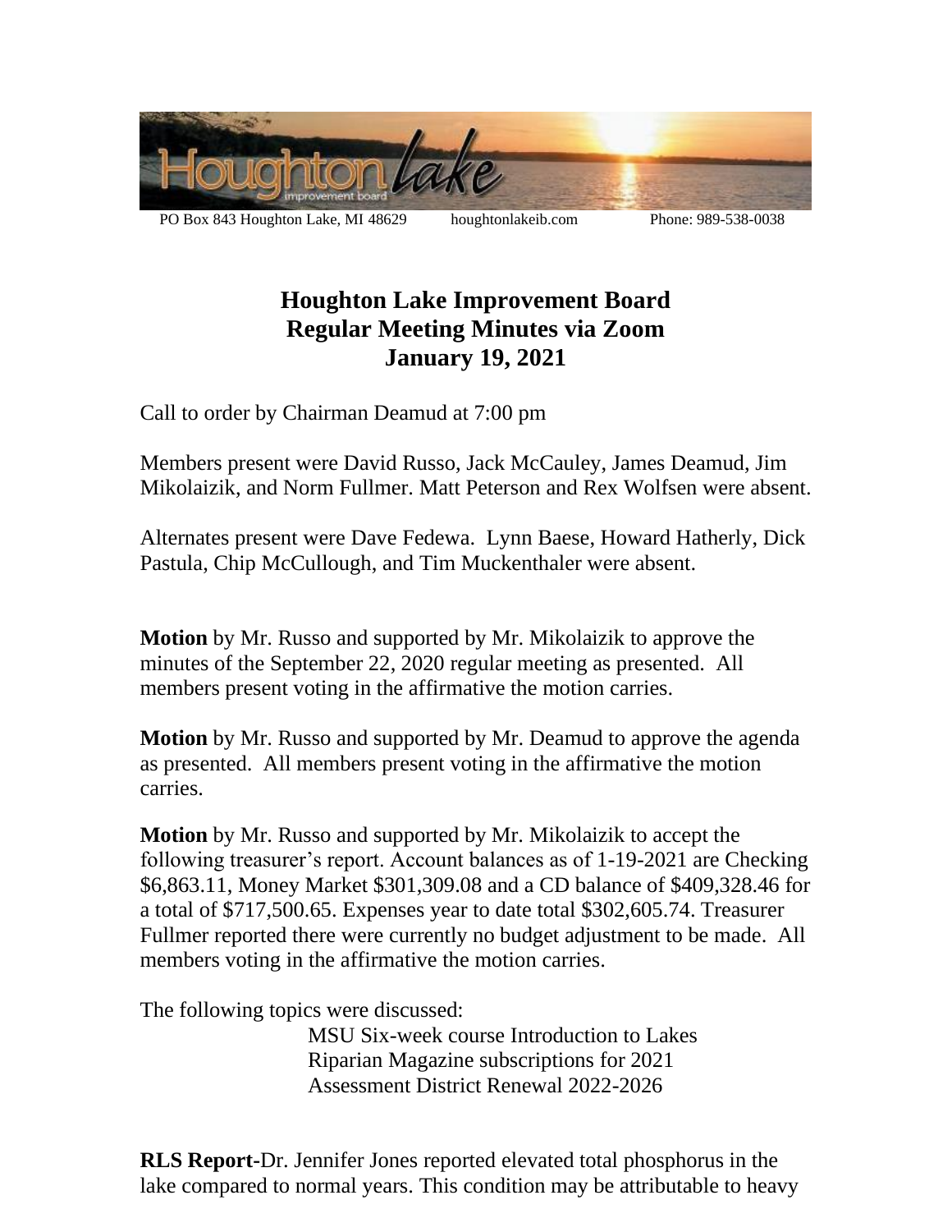PO Box 843 Houghton Lake, MI 48629 houghtonlakeib.com Phone: 989-538-0038

# Houghton Lake Improvement Board
## Regular Meeting Minutes via Zoom
## January 19, 2021

Call to order by Chairman Deamud at 7:00 pm

Members present were David Russo, Jack McCauley, James Deamud, Jim Mikolaizik, and Norm Fullmer. Matt Peterson and Rex Wolfsen were absent.

Alternates present were Dave Fedewa. Lynn Baese, Howard Hatherly, Dick Pastula, Chip McCullough, and Tim Muckenthaler were absent.

**Motion** by Mr. Russo and supported by Mr. Mikolaizik to approve the minutes of the September 22, 2020 regular meeting as presented. All members present voting in the affirmative the motion carries.

**Motion** by Mr. Russo and supported by Mr. Deamud to approve the agenda as presented. All members present voting in the affirmative the motion carries.

**Motion** by Mr. Russo and supported by Mr. Mikolaizik to accept the following treasurer's report. Account balances as of 1-19-2021 are Checking $6,863.11, Money Market $301,309.08 and a CD balance of $409,328.46 for a total of $717,500.65. Expenses year to date total $302,605.74. Treasurer Fullmer reported there were currently no budget adjustment to be made. All members voting in the affirmative the motion carries.

The following topics were discussed:

- MSU Six-week course Introduction to Lakes
- Riparian Magazine subscriptions for 2021
- Assessment District Renewal 2022-2026

**RLS Report**-Dr. Jennifer Jones reported elevated total phosphorus in the lake compared to normal years. This condition may be attributable to heavy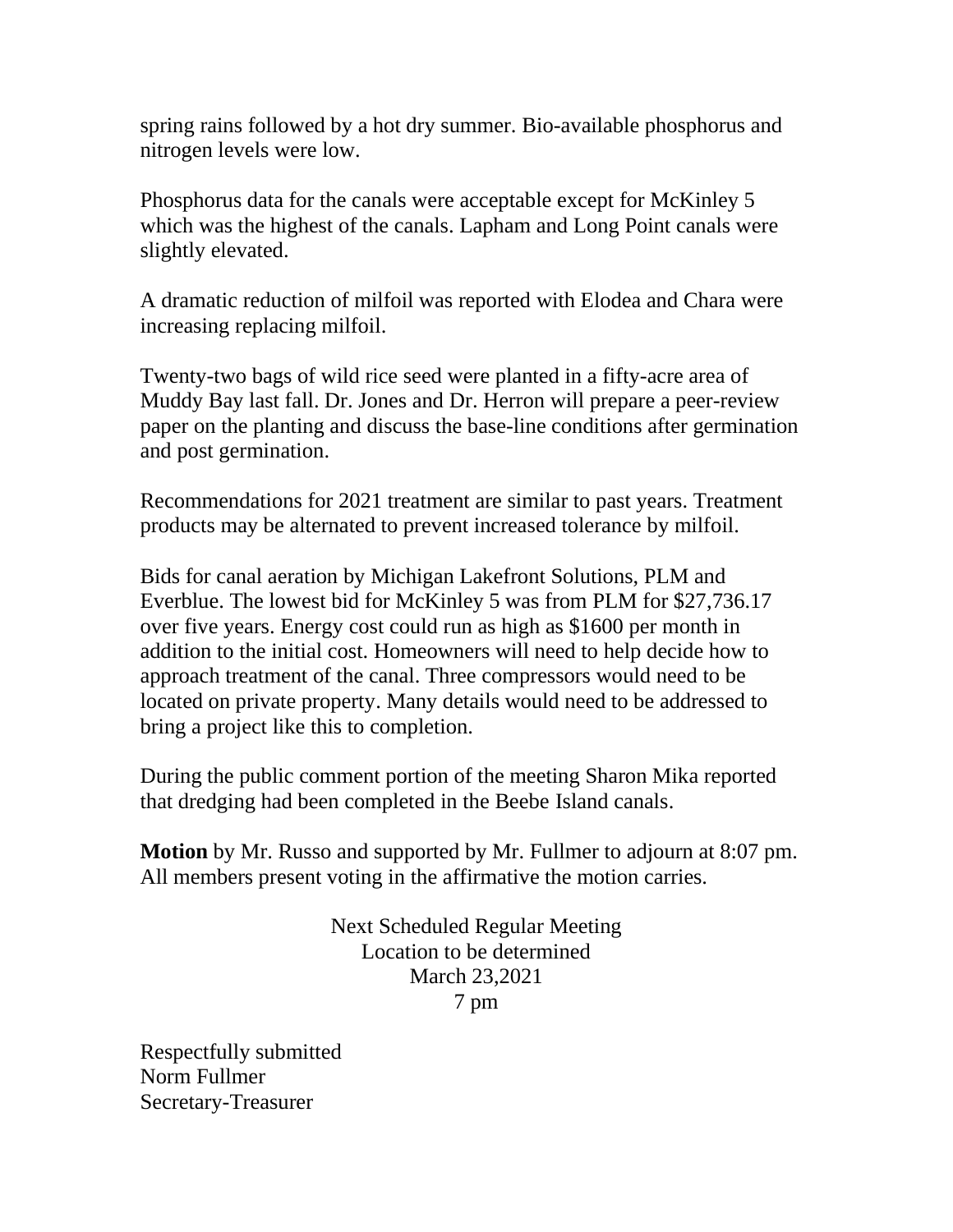spring rains followed by a hot dry summer. Bio-available phosphorus and nitrogen levels were low.

Phosphorus data for the canals were acceptable except for McKinley 5 which was the highest of the canals. Lapham and Long Point canals were slightly elevated.

A dramatic reduction of milfoil was reported with Elodea and Chara were increasing replacing milfoil.

Twenty-two bags of wild rice seed were planted in a fifty-acre area of Muddy Bay last fall. Dr. Jones and Dr. Herron will prepare a peer-review paper on the planting and discuss the base-line conditions after germination and post germination.

Recommendations for 2021 treatment are similar to past years. Treatment products may be alternated to prevent increased tolerance by milfoil.

Bids for canal aeration by Michigan Lakefront Solutions, PLM and Everblue. The lowest bid for McKinley 5 was from PLM for $27,736.17 over five years. Energy cost could run as high as $1600 per month in addition to the initial cost. Homeowners will need to help decide how to approach treatment of the canal. Three compressors would need to be located on private property. Many details would need to be addressed to bring a project like this to completion.

During the public comment portion of the meeting Sharon Mika reported that dredging had been completed in the Beebe Island canals.

**Motion** by Mr. Russo and supported by Mr. Fullmer to adjourn at 8:07 pm. All members present voting in the affirmative the motion carries.

Next Scheduled Regular Meeting
Location to be determined
March 23,2021
7 pm

Respectfully submitted
Norm Fullmer
Secretary-Treasurer